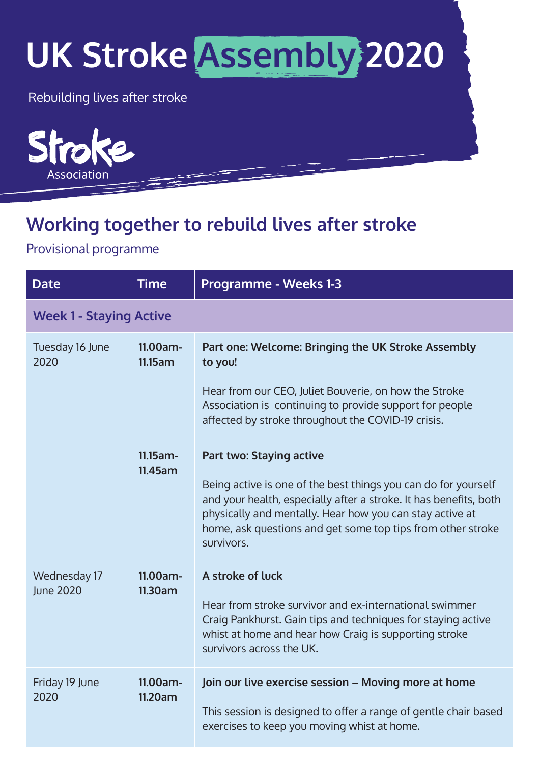# UK Stroke Assembly 2020

Rebuilding lives after stroke

Stroke Association

## Working together to rebuild lives after stroke

Provisional programme

| Date | Time | Programme - Weeks 1-3 |
|---|---|---|
| **Week 1 - Staying Active** | | |
| Tuesday 16 June 2020 | **11.00am-11.15am** | **Part one: Welcome: Bringing the UK Stroke Assembly to you!**<br><br>Hear from our CEO, Juliet Bouverie, on how the Stroke Association is continuing to provide support for people affected by stroke throughout the COVID-19 crisis. |
| | **11.15am-11.45am** | **Part two: Staying active**<br><br>Being active is one of the best things you can do for yourself and your health, especially after a stroke. It has benefits, both physically and mentally. Hear how you can stay active at home, ask questions and get some top tips from other stroke survivors. |
| Wednesday 17 June 2020 | **11.00am-11.30am** | **A stroke of luck**<br><br>Hear from stroke survivor and ex-international swimmer Craig Pankhurst. Gain tips and techniques for staying active whist at home and hear how Craig is supporting stroke survivors across the UK. |
| Friday 19 June 2020 | **11.00am-11.20am** | **Join our live exercise session – Moving more at home**<br><br>This session is designed to offer a range of gentle chair based exercises to keep you moving whist at home. |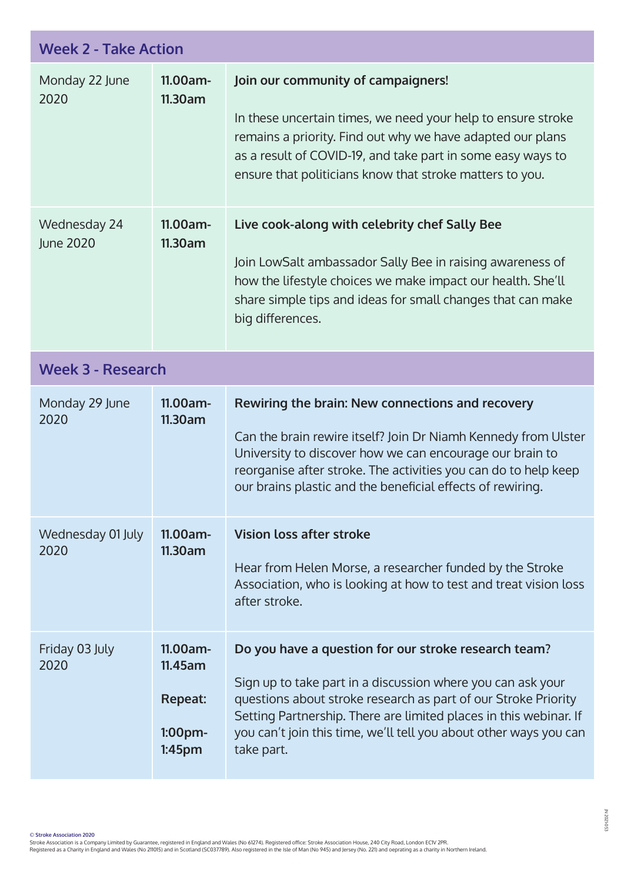## Week 2 - Take Action

| | | |
|---|---|---|
| Monday 22 June 2020 | **11.00am-11.30am** | **Join our community of campaigners!**<br><br>In these uncertain times, we need your help to ensure stroke remains a priority. Find out why we have adapted our plans as a result of COVID-19, and take part in some easy ways to ensure that politicians know that stroke matters to you. |
| Wednesday 24 June 2020 | **11.00am-11.30am** | **Live cook-along with celebrity chef Sally Bee**<br><br>Join LowSalt ambassador Sally Bee in raising awareness of how the lifestyle choices we make impact our health. She'll share simple tips and ideas for small changes that can make big differences. |

## Week 3 - Research

| | | |
|---|---|---|
| Monday 29 June 2020 | **11.00am-11.30am** | **Rewiring the brain: New connections and recovery**<br><br>Can the brain rewire itself? Join Dr Niamh Kennedy from Ulster University to discover how we can encourage our brain to reorganise after stroke. The activities you can do to help keep our brains plastic and the beneficial effects of rewiring. |
| Wednesday 01 July 2020 | **11.00am-11.30am** | **Vision loss after stroke**<br><br>Hear from Helen Morse, a researcher funded by the Stroke Association, who is looking at how to test and treat vision loss after stroke. |
| Friday 03 July 2020 | **11.00am-11.45am**<br><br>**Repeat:**<br><br>**1:00pm-1:45pm** | **Do you have a question for our stroke research team?**<br><br>Sign up to take part in a discussion where you can ask your questions about stroke research as part of our Stroke Priority Setting Partnership. There are limited places in this webinar. If you can't join this time, we'll tell you about other ways you can take part. |

© Stroke Association 2020

Stroke Association is a Company Limited by Guarantee, registered in England and Wales (No 61274). Registered office: Stroke Association House, 240 City Road, London EC1V 2PR. Registered as a Charity in England and Wales (No 211015) and in Scotland (SC037789). Also registered in the Isle of Man (No 945) and Jersey (No. 221) and oeprating as a charity in Northern Ireland.

IN 2021-053